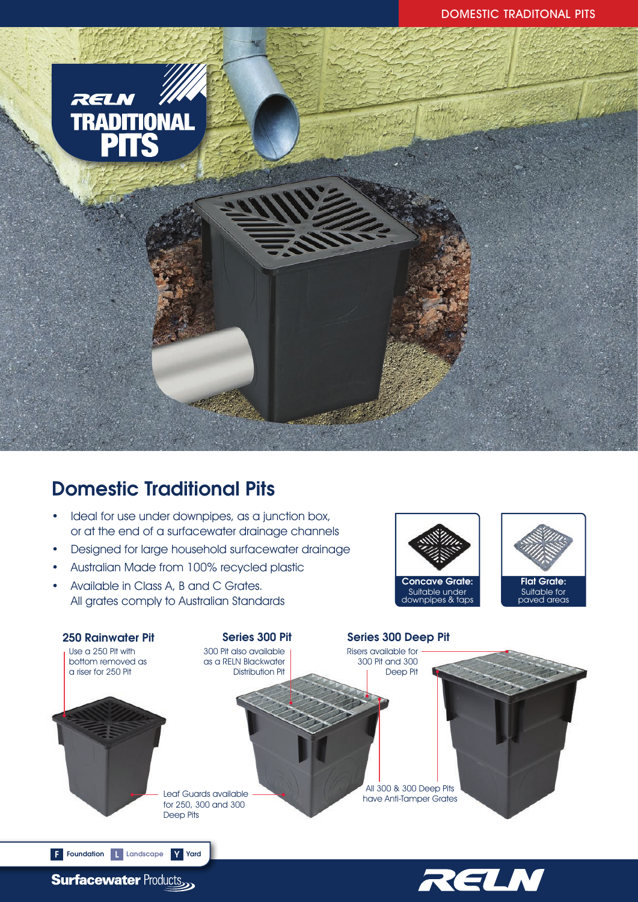RELN
TRADITIONAL
PITS

# Domestic Traditional Pits

- Ideal for use under downpipes, as a junction box, or at the end of a surfacewater drainage channels
- Designed for large household surfacewater drainage
- Australian Made from 100% recycled plastic
- Available in Class A, B and C Grates. All grates comply to Australian Standards

**Concave Grate:** Suitable under downpipes & taps

**Flat Grate:** Suitable for paved areas

### 250 Rainwater Pit

Use a 250 Pit with bottom removed as a riser for 250 Pit

### Series 300 Pit

300 Pit also available as a RELN Blackwater Distribution Pit

### Series 300 Deep Pit

Risers available for 300 Pit and 300 Deep Pit

Leaf Guards available for 250, 300 and 300 Deep Pits

All 300 & 300 Deep Pits have Anti-Tamper Grates

F Foundation L Landscape Y Yard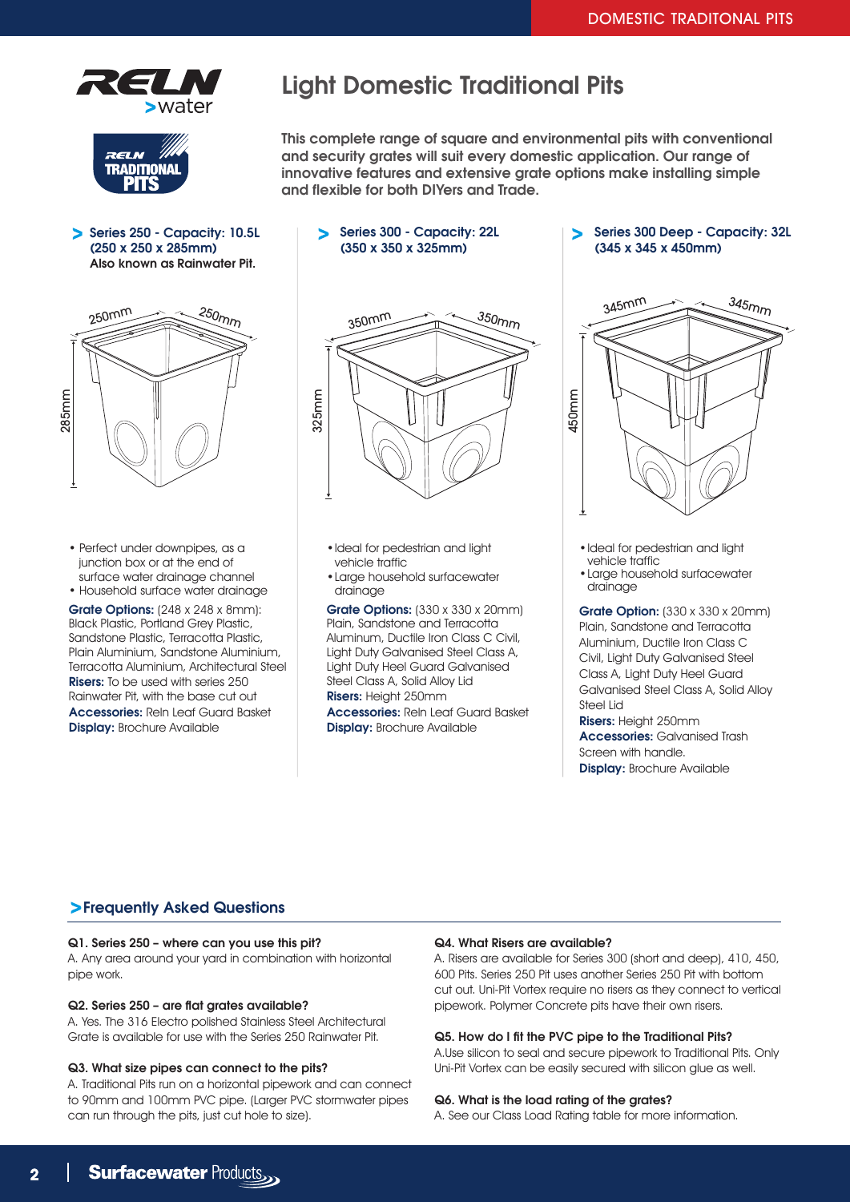# Light Domestic Traditional Pits

**This complete range of square and environmental pits with conventional and security grates will suit every domestic application. Our range of innovative features and extensive grate options make installing simple and flexible for both DIYers and Trade.**

## Series 250 - Capacity: 10.5L (250 x 250 x 285mm)

**Also known as Rainwater Pit.**

- Perfect under downpipes, as a junction box or at the end of surface water drainage channel
- Household surface water drainage

**Grate Options:** (248 x 248 x 8mm): Black Plastic, Portland Grey Plastic, Sandstone Plastic, Terracotta Plastic, Plain Aluminium, Sandstone Aluminium, Terracotta Aluminium, Architectural Steel
**Risers:** To be used with series 250 Rainwater Pit, with the base cut out
**Accessories:** Reln Leaf Guard Basket
**Display:** Brochure Available

## Series 300 - Capacity: 22L (350 x 350 x 325mm)

- Ideal for pedestrian and light vehicle traffic
- Large household surfacewater drainage

**Grate Options:** (330 x 330 x 20mm) Plain, Sandstone and Terracotta Aluminum, Ductile Iron Class C Civil, Light Duty Galvanised Steel Class A, Light Duty Heel Guard Galvanised Steel Class A, Solid Alloy Lid
**Risers:** Height 250mm
**Accessories:** Reln Leaf Guard Basket
**Display:** Brochure Available

## Series 300 Deep - Capacity: 32L (345 x 345 x 450mm)

- Ideal for pedestrian and light vehicle traffic
- Large household surfacewater drainage

**Grate Option:** (330 x 330 x 20mm) Plain, Sandstone and Terracotta Aluminium, Ductile Iron Class C Civil, Light Duty Galvanised Steel Class A, Light Duty Heel Guard Galvanised Steel Class A, Solid Alloy Steel Lid
**Risers:** Height 250mm
**Accessories:** Galvanised Trash Screen with handle.
**Display:** Brochure Available

## Frequently Asked Questions

**Q1. Series 250 – where can you use this pit?**
A. Any area around your yard in combination with horizontal pipe work.

**Q2. Series 250 – are flat grates available?**
A. Yes. The 316 Electro polished Stainless Steel Architectural Grate is available for use with the Series 250 Rainwater Pit.

**Q3. What size pipes can connect to the pits?**
A. Traditional Pits run on a horizontal pipework and can connect to 90mm and 100mm PVC pipe. (Larger PVC stormwater pipes can run through the pits, just cut hole to size).

**Q4. What Risers are available?**
A. Risers are available for Series 300 (short and deep), 410, 450, 600 Pits. Series 250 Pit uses another Series 250 Pit with bottom cut out. Uni-Pit Vortex require no risers as they connect to vertical pipework. Polymer Concrete pits have their own risers.

**Q5. How do I fit the PVC pipe to the Traditional Pits?**
A.Use silicon to seal and secure pipework to Traditional Pits. Only Uni-Pit Vortex can be easily secured with silicon glue as well.

**Q6. What is the load rating of the grates?**
A. See our Class Load Rating table for more information.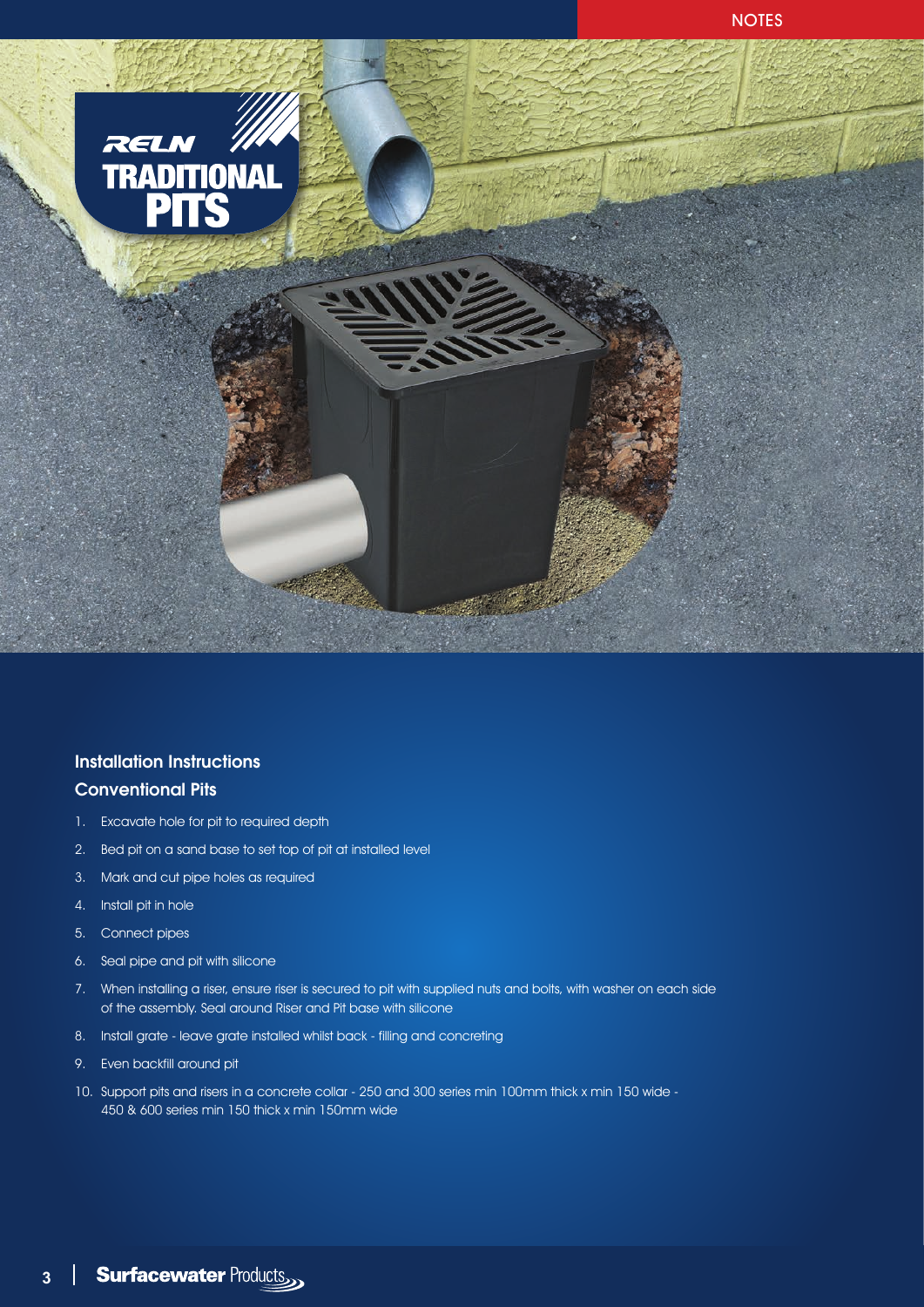NOTES

RELN

TRADITIONAL PITS

## Installation Instructions

### Conventional Pits

1. Excavate hole for pit to required depth
2. Bed pit on a sand base to set top of pit at installed level
3. Mark and cut pipe holes as required
4. Install pit in hole
5. Connect pipes
6. Seal pipe and pit with silicone
7. When installing a riser, ensure riser is secured to pit with supplied nuts and bolts, with washer on each side of the assembly. Seal around Riser and Pit base with silicone
8. Install grate - leave grate installed whilst back - filling and concreting
9. Even backfill around pit
10. Support pits and risers in a concrete collar - 250 and 300 series min 100mm thick x min 150 wide - 450 & 600 series min 150 thick x min 150mm wide

Surfacewater Products